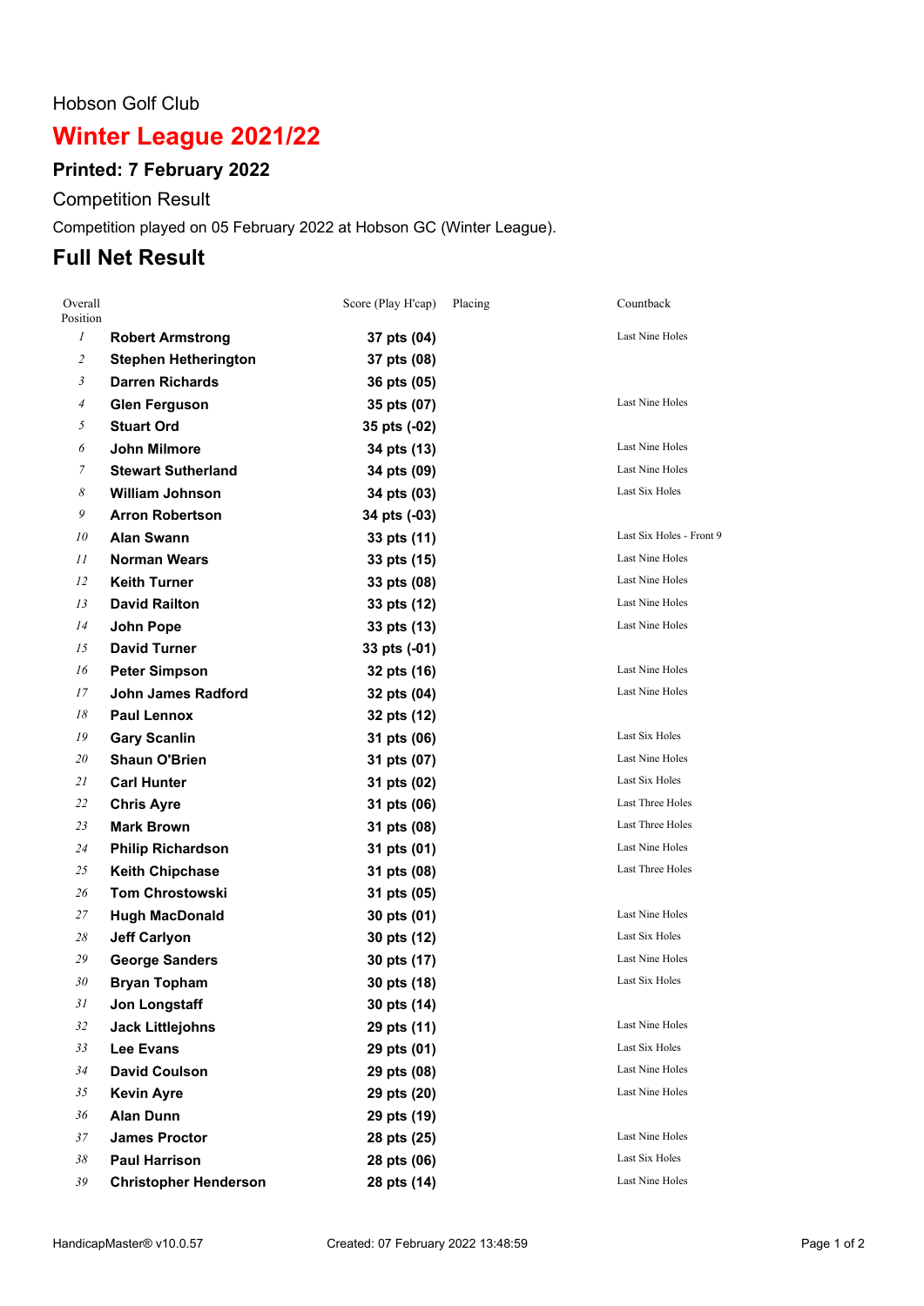Hobson Golf Club

# Winter League 2021/22

## Printed: 7 February 2022

Competition Result

Competition played on 05 February 2022 at Hobson GC (Winter League).

## Full Net Result

| Overall Position | | Score (Play H'cap) | Placing | Countback |
|---|---|---|---|---|
| 1 | **Robert Armstrong** | **37 pts (04)** | | Last Nine Holes |
| 2 | **Stephen Hetherington** | **37 pts (08)** | | |
| 3 | **Darren Richards** | **36 pts (05)** | | |
| 4 | **Glen Ferguson** | **35 pts (07)** | | Last Nine Holes |
| 5 | **Stuart Ord** | **35 pts (-02)** | | |
| 6 | **John Milmore** | **34 pts (13)** | | Last Nine Holes |
| 7 | **Stewart Sutherland** | **34 pts (09)** | | Last Nine Holes |
| 8 | **William Johnson** | **34 pts (03)** | | Last Six Holes |
| 9 | **Arron Robertson** | **34 pts (-03)** | | |
| 10 | **Alan Swann** | **33 pts (11)** | | Last Six Holes - Front 9 |
| 11 | **Norman Wears** | **33 pts (15)** | | Last Nine Holes |
| 12 | **Keith Turner** | **33 pts (08)** | | Last Nine Holes |
| 13 | **David Railton** | **33 pts (12)** | | Last Nine Holes |
| 14 | **John Pope** | **33 pts (13)** | | Last Nine Holes |
| 15 | **David Turner** | **33 pts (-01)** | | |
| 16 | **Peter Simpson** | **32 pts (16)** | | Last Nine Holes |
| 17 | **John James Radford** | **32 pts (04)** | | Last Nine Holes |
| 18 | **Paul Lennox** | **32 pts (12)** | | |
| 19 | **Gary Scanlin** | **31 pts (06)** | | Last Six Holes |
| 20 | **Shaun O'Brien** | **31 pts (07)** | | Last Nine Holes |
| 21 | **Carl Hunter** | **31 pts (02)** | | Last Six Holes |
| 22 | **Chris Ayre** | **31 pts (06)** | | Last Three Holes |
| 23 | **Mark Brown** | **31 pts (08)** | | Last Three Holes |
| 24 | **Philip Richardson** | **31 pts (01)** | | Last Nine Holes |
| 25 | **Keith Chipchase** | **31 pts (08)** | | Last Three Holes |
| 26 | **Tom Chrostowski** | **31 pts (05)** | | |
| 27 | **Hugh MacDonald** | **30 pts (01)** | | Last Nine Holes |
| 28 | **Jeff Carlyon** | **30 pts (12)** | | Last Six Holes |
| 29 | **George Sanders** | **30 pts (17)** | | Last Nine Holes |
| 30 | **Bryan Topham** | **30 pts (18)** | | Last Six Holes |
| 31 | **Jon Longstaff** | **30 pts (14)** | | |
| 32 | **Jack Littlejohns** | **29 pts (11)** | | Last Nine Holes |
| 33 | **Lee Evans** | **29 pts (01)** | | Last Six Holes |
| 34 | **David Coulson** | **29 pts (08)** | | Last Nine Holes |
| 35 | **Kevin Ayre** | **29 pts (20)** | | Last Nine Holes |
| 36 | **Alan Dunn** | **29 pts (19)** | | |
| 37 | **James Proctor** | **28 pts (25)** | | Last Nine Holes |
| 38 | **Paul Harrison** | **28 pts (06)** | | Last Six Holes |
| 39 | **Christopher Henderson** | **28 pts (14)** | | Last Nine Holes |

HandicapMaster® v10.0.57 Created: 07 February 2022 13:48:59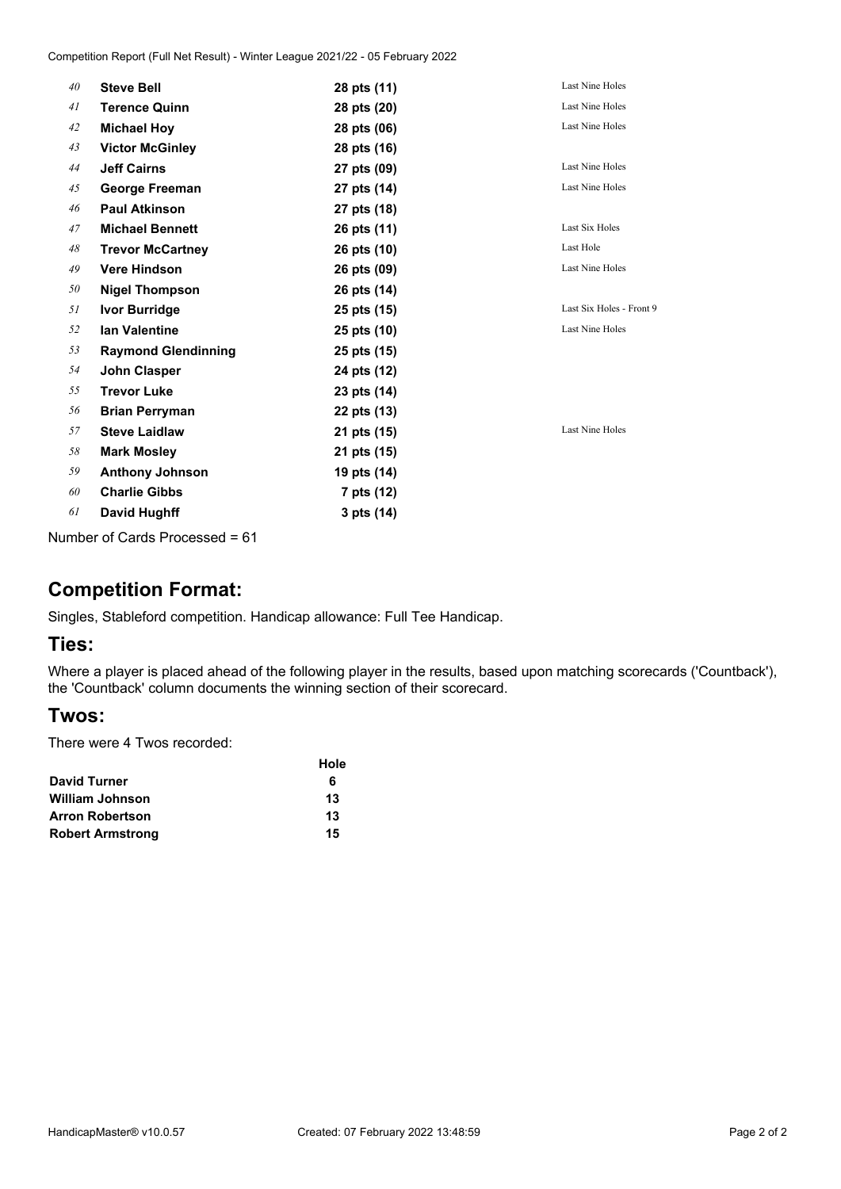| | | | |
|---|---|---|---|
| 40 | **Steve Bell** | **28 pts (11)** | Last Nine Holes |
| 41 | **Terence Quinn** | **28 pts (20)** | Last Nine Holes |
| 42 | **Michael Hoy** | **28 pts (06)** | Last Nine Holes |
| 43 | **Victor McGinley** | **28 pts (16)** | |
| 44 | **Jeff Cairns** | **27 pts (09)** | Last Nine Holes |
| 45 | **George Freeman** | **27 pts (14)** | Last Nine Holes |
| 46 | **Paul Atkinson** | **27 pts (18)** | |
| 47 | **Michael Bennett** | **26 pts (11)** | Last Six Holes |
| 48 | **Trevor McCartney** | **26 pts (10)** | Last Hole |
| 49 | **Vere Hindson** | **26 pts (09)** | Last Nine Holes |
| 50 | **Nigel Thompson** | **26 pts (14)** | |
| 51 | **Ivor Burridge** | **25 pts (15)** | Last Six Holes - Front 9 |
| 52 | **Ian Valentine** | **25 pts (10)** | Last Nine Holes |
| 53 | **Raymond Glendinning** | **25 pts (15)** | |
| 54 | **John Clasper** | **24 pts (12)** | |
| 55 | **Trevor Luke** | **23 pts (14)** | |
| 56 | **Brian Perryman** | **22 pts (13)** | |
| 57 | **Steve Laidlaw** | **21 pts (15)** | Last Nine Holes |
| 58 | **Mark Mosley** | **21 pts (15)** | |
| 59 | **Anthony Johnson** | **19 pts (14)** | |
| 60 | **Charlie Gibbs** | **7 pts (12)** | |
| 61 | **David Hughff** | **3 pts (14)** | |

Number of Cards Processed = 61

## Competition Format:

Singles, Stableford competition. Handicap allowance: Full Tee Handicap.

## Ties:

Where a player is placed ahead of the following player in the results, based upon matching scorecards ('Countback'), the 'Countback' column documents the winning section of their scorecard.

## Twos:

There were 4 Twos recorded:

| | Hole |
|---|---|
| **David Turner** | **6** |
| **William Johnson** | **13** |
| **Arron Robertson** | **13** |
| **Robert Armstrong** | **15** |